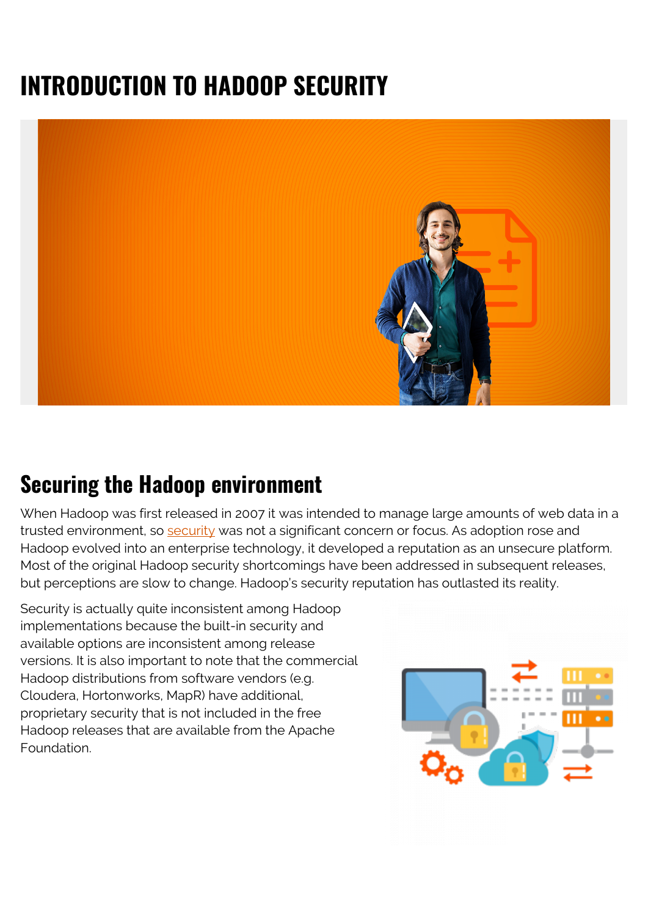# INTRODUCTION TO HADOOP SECURITY

## Securing the Hadoop environment

When Hadoop was first released in 2007 it was intended to manage large amounts of web data in a trusted environment, so security was not a significant concern or focus. As adoption rose and Hadoop evolved into an enterprise technology, it developed a reputation as an unsecure platform. Most of the original Hadoop security shortcomings have been addressed in subsequent releases, but perceptions are slow to change. Hadoop's security reputation has outlasted its reality.

Security is actually quite inconsistent among Hadoop implementations because the built-in security and available options are inconsistent among release versions. It is also important to note that the commercial Hadoop distributions from software vendors (e.g. Cloudera, Hortonworks, MapR) have additional, proprietary security that is not included in the free Hadoop releases that are available from the Apache Foundation.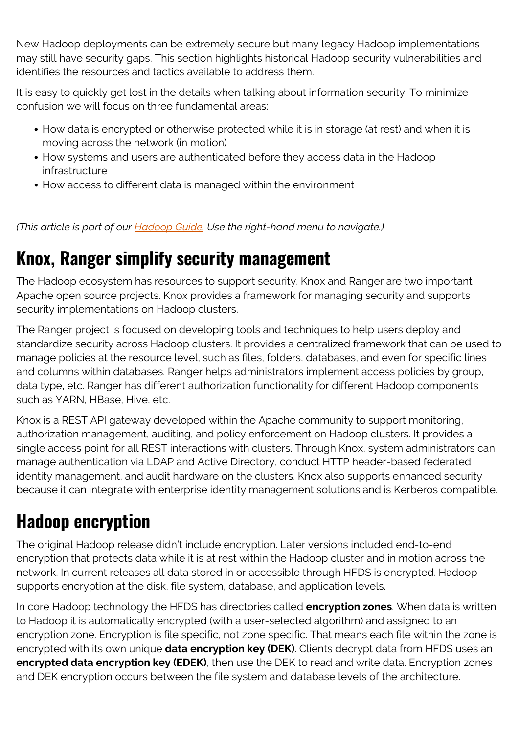New Hadoop deployments can be extremely secure but many legacy Hadoop implementations may still have security gaps. This section highlights historical Hadoop security vulnerabilities and identifies the resources and tactics available to address them.

It is easy to quickly get lost in the details when talking about information security. To minimize confusion we will focus on three fundamental areas:

- How data is encrypted or otherwise protected while it is in storage (at rest) and when it is moving across the network (in motion)
- How systems and users are authenticated before they access data in the Hadoop infrastructure
- How access to different data is managed within the environment

*(This article is part of our [Hadoop Guide](). Use the right-hand menu to navigate.)*

## Knox, Ranger simplify security management

The Hadoop ecosystem has resources to support security. Knox and Ranger are two important Apache open source projects. Knox provides a framework for managing security and supports security implementations on Hadoop clusters.

The Ranger project is focused on developing tools and techniques to help users deploy and standardize security across Hadoop clusters. It provides a centralized framework that can be used to manage policies at the resource level, such as files, folders, databases, and even for specific lines and columns within databases. Ranger helps administrators implement access policies by group, data type, etc. Ranger has different authorization functionality for different Hadoop components such as YARN, HBase, Hive, etc.

Knox is a REST API gateway developed within the Apache community to support monitoring, authorization management, auditing, and policy enforcement on Hadoop clusters. It provides a single access point for all REST interactions with clusters. Through Knox, system administrators can manage authentication via LDAP and Active Directory, conduct HTTP header-based federated identity management, and audit hardware on the clusters. Knox also supports enhanced security because it can integrate with enterprise identity management solutions and is Kerberos compatible.

## Hadoop encryption

The original Hadoop release didn't include encryption. Later versions included end-to-end encryption that protects data while it is at rest within the Hadoop cluster and in motion across the network. In current releases all data stored in or accessible through HFDS is encrypted. Hadoop supports encryption at the disk, file system, database, and application levels.

In core Hadoop technology the HFDS has directories called **encryption zones**. When data is written to Hadoop it is automatically encrypted (with a user-selected algorithm) and assigned to an encryption zone. Encryption is file specific, not zone specific. That means each file within the zone is encrypted with its own unique **data encryption key (DEK)**. Clients decrypt data from HFDS uses an **encrypted data encryption key (EDEK)**, then use the DEK to read and write data. Encryption zones and DEK encryption occurs between the file system and database levels of the architecture.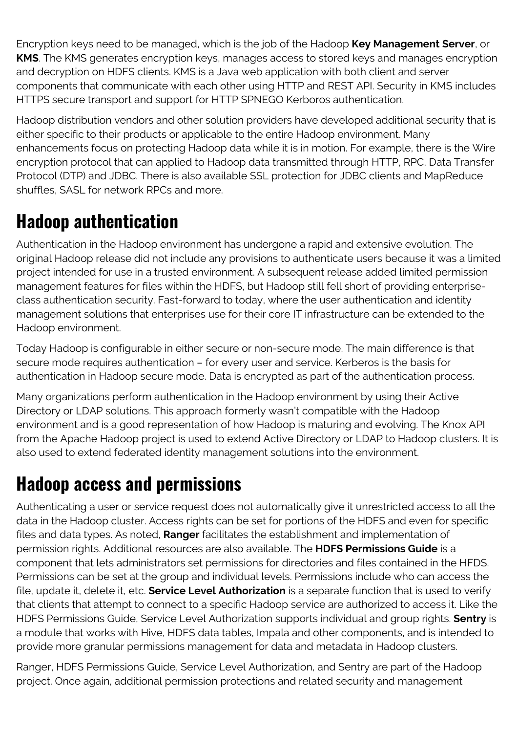Encryption keys need to be managed, which is the job of the Hadoop **Key Management Server**, or **KMS**. The KMS generates encryption keys, manages access to stored keys and manages encryption and decryption on HDFS clients. KMS is a Java web application with both client and server components that communicate with each other using HTTP and REST API. Security in KMS includes HTTPS secure transport and support for HTTP SPNEGO Kerboros authentication.

Hadoop distribution vendors and other solution providers have developed additional security that is either specific to their products or applicable to the entire Hadoop environment. Many enhancements focus on protecting Hadoop data while it is in motion. For example, there is the Wire encryption protocol that can applied to Hadoop data transmitted through HTTP, RPC, Data Transfer Protocol (DTP) and JDBC. There is also available SSL protection for JDBC clients and MapReduce shuffles, SASL for network RPCs and more.

## Hadoop authentication

Authentication in the Hadoop environment has undergone a rapid and extensive evolution. The original Hadoop release did not include any provisions to authenticate users because it was a limited project intended for use in a trusted environment. A subsequent release added limited permission management features for files within the HDFS, but Hadoop still fell short of providing enterprise-class authentication security. Fast-forward to today, where the user authentication and identity management solutions that enterprises use for their core IT infrastructure can be extended to the Hadoop environment.

Today Hadoop is configurable in either secure or non-secure mode. The main difference is that secure mode requires authentication – for every user and service. Kerberos is the basis for authentication in Hadoop secure mode. Data is encrypted as part of the authentication process.

Many organizations perform authentication in the Hadoop environment by using their Active Directory or LDAP solutions. This approach formerly wasn't compatible with the Hadoop environment and is a good representation of how Hadoop is maturing and evolving. The Knox API from the Apache Hadoop project is used to extend Active Directory or LDAP to Hadoop clusters. It is also used to extend federated identity management solutions into the environment.

## Hadoop access and permissions

Authenticating a user or service request does not automatically give it unrestricted access to all the data in the Hadoop cluster. Access rights can be set for portions of the HDFS and even for specific files and data types. As noted, **Ranger** facilitates the establishment and implementation of permission rights. Additional resources are also available. The **HDFS Permissions Guide** is a component that lets administrators set permissions for directories and files contained in the HFDS. Permissions can be set at the group and individual levels. Permissions include who can access the file, update it, delete it, etc. **Service Level Authorization** is a separate function that is used to verify that clients that attempt to connect to a specific Hadoop service are authorized to access it. Like the HDFS Permissions Guide, Service Level Authorization supports individual and group rights. **Sentry** is a module that works with Hive, HDFS data tables, Impala and other components, and is intended to provide more granular permissions management for data and metadata in Hadoop clusters.

Ranger, HDFS Permissions Guide, Service Level Authorization, and Sentry are part of the Hadoop project. Once again, additional permission protections and related security and management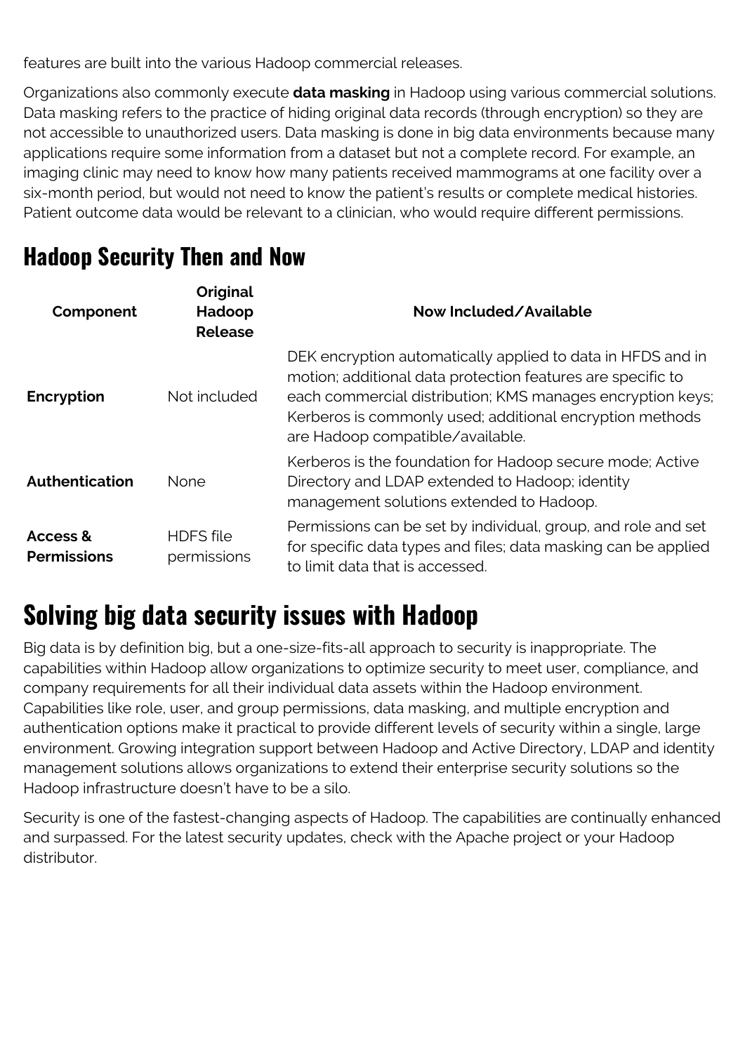features are built into the various Hadoop commercial releases.

Organizations also commonly execute **data masking** in Hadoop using various commercial solutions. Data masking refers to the practice of hiding original data records (through encryption) so they are not accessible to unauthorized users. Data masking is done in big data environments because many applications require some information from a dataset but not a complete record. For example, an imaging clinic may need to know how many patients received mammograms at one facility over a six-month period, but would not need to know the patient's results or complete medical histories. Patient outcome data would be relevant to a clinician, who would require different permissions.

## Hadoop Security Then and Now

| Component | Original Hadoop Release | Now Included/Available |
|---|---|---|
| **Encryption** | Not included | DEK encryption automatically applied to data in HFDS and in motion; additional data protection features are specific to each commercial distribution; KMS manages encryption keys; Kerberos is commonly used; additional encryption methods are Hadoop compatible/available. |
| **Authentication** | None | Kerberos is the foundation for Hadoop secure mode; Active Directory and LDAP extended to Hadoop; identity management solutions extended to Hadoop. |
| **Access & Permissions** | HDFS file permissions | Permissions can be set by individual, group, and role and set for specific data types and files; data masking can be applied to limit data that is accessed. |

# Solving big data security issues with Hadoop

Big data is by definition big, but a one-size-fits-all approach to security is inappropriate. The capabilities within Hadoop allow organizations to optimize security to meet user, compliance, and company requirements for all their individual data assets within the Hadoop environment. Capabilities like role, user, and group permissions, data masking, and multiple encryption and authentication options make it practical to provide different levels of security within a single, large environment. Growing integration support between Hadoop and Active Directory, LDAP and identity management solutions allows organizations to extend their enterprise security solutions so the Hadoop infrastructure doesn't have to be a silo.

Security is one of the fastest-changing aspects of Hadoop. The capabilities are continually enhanced and surpassed. For the latest security updates, check with the Apache project or your Hadoop distributor.